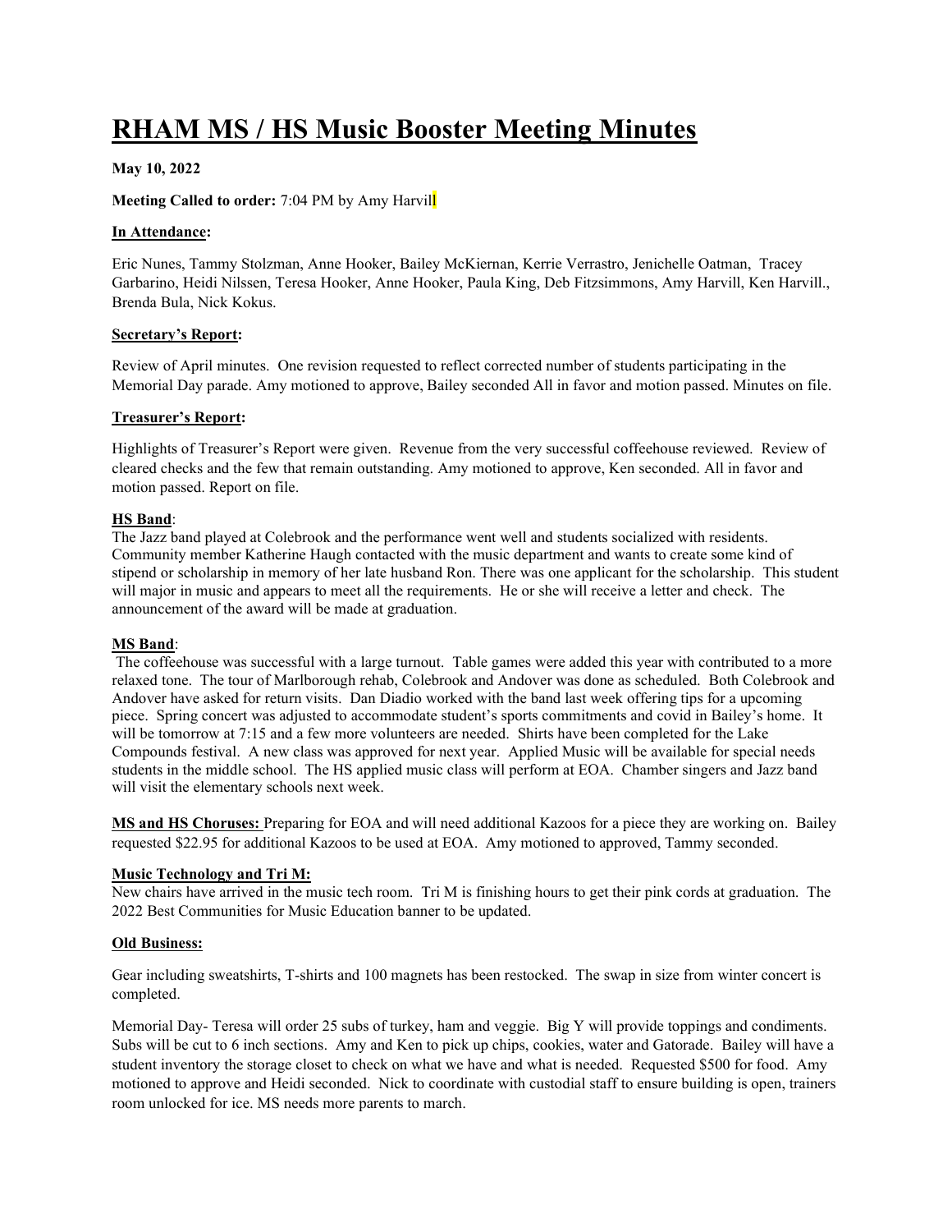# RHAM MS / HS Music Booster Meeting Minutes

**May 10, 2022**

**Meeting Called to order:** 7:04 PM by Amy Harvill

**In Attendance:**

Eric Nunes, Tammy Stolzman, Anne Hooker, Bailey McKiernan, Kerrie Verrastro, Jenichelle Oatman, Tracey Garbarino, Heidi Nilssen, Teresa Hooker, Anne Hooker, Paula King, Deb Fitzsimmons, Amy Harvill, Ken Harvill., Brenda Bula, Nick Kokus.

**Secretary's Report:**

Review of April minutes. One revision requested to reflect corrected number of students participating in the Memorial Day parade. Amy motioned to approve, Bailey seconded All in favor and motion passed. Minutes on file.

**Treasurer's Report:**

Highlights of Treasurer's Report were given. Revenue from the very successful coffeehouse reviewed. Review of cleared checks and the few that remain outstanding. Amy motioned to approve, Ken seconded. All in favor and motion passed. Report on file.

**HS Band**:

The Jazz band played at Colebrook and the performance went well and students socialized with residents. Community member Katherine Haugh contacted with the music department and wants to create some kind of stipend or scholarship in memory of her late husband Ron. There was one applicant for the scholarship. This student will major in music and appears to meet all the requirements. He or she will receive a letter and check. The announcement of the award will be made at graduation.

**MS Band**:

The coffeehouse was successful with a large turnout. Table games were added this year with contributed to a more relaxed tone. The tour of Marlborough rehab, Colebrook and Andover was done as scheduled. Both Colebrook and Andover have asked for return visits. Dan Diadio worked with the band last week offering tips for a upcoming piece. Spring concert was adjusted to accommodate student's sports commitments and covid in Bailey's home. It will be tomorrow at 7:15 and a few more volunteers are needed. Shirts have been completed for the Lake Compounds festival. A new class was approved for next year. Applied Music will be available for special needs students in the middle school. The HS applied music class will perform at EOA. Chamber singers and Jazz band will visit the elementary schools next week.

**MS and HS Choruses:** Preparing for EOA and will need additional Kazoos for a piece they are working on. Bailey requested $22.95 for additional Kazoos to be used at EOA. Amy motioned to approved, Tammy seconded.

**Music Technology and Tri M:**

New chairs have arrived in the music tech room. Tri M is finishing hours to get their pink cords at graduation. The 2022 Best Communities for Music Education banner to be updated.

**Old Business:**

Gear including sweatshirts, T-shirts and 100 magnets has been restocked. The swap in size from winter concert is completed.

Memorial Day- Teresa will order 25 subs of turkey, ham and veggie. Big Y will provide toppings and condiments. Subs will be cut to 6 inch sections. Amy and Ken to pick up chips, cookies, water and Gatorade. Bailey will have a student inventory the storage closet to check on what we have and what is needed. Requested $500 for food. Amy motioned to approve and Heidi seconded. Nick to coordinate with custodial staff to ensure building is open, trainers room unlocked for ice. MS needs more parents to march.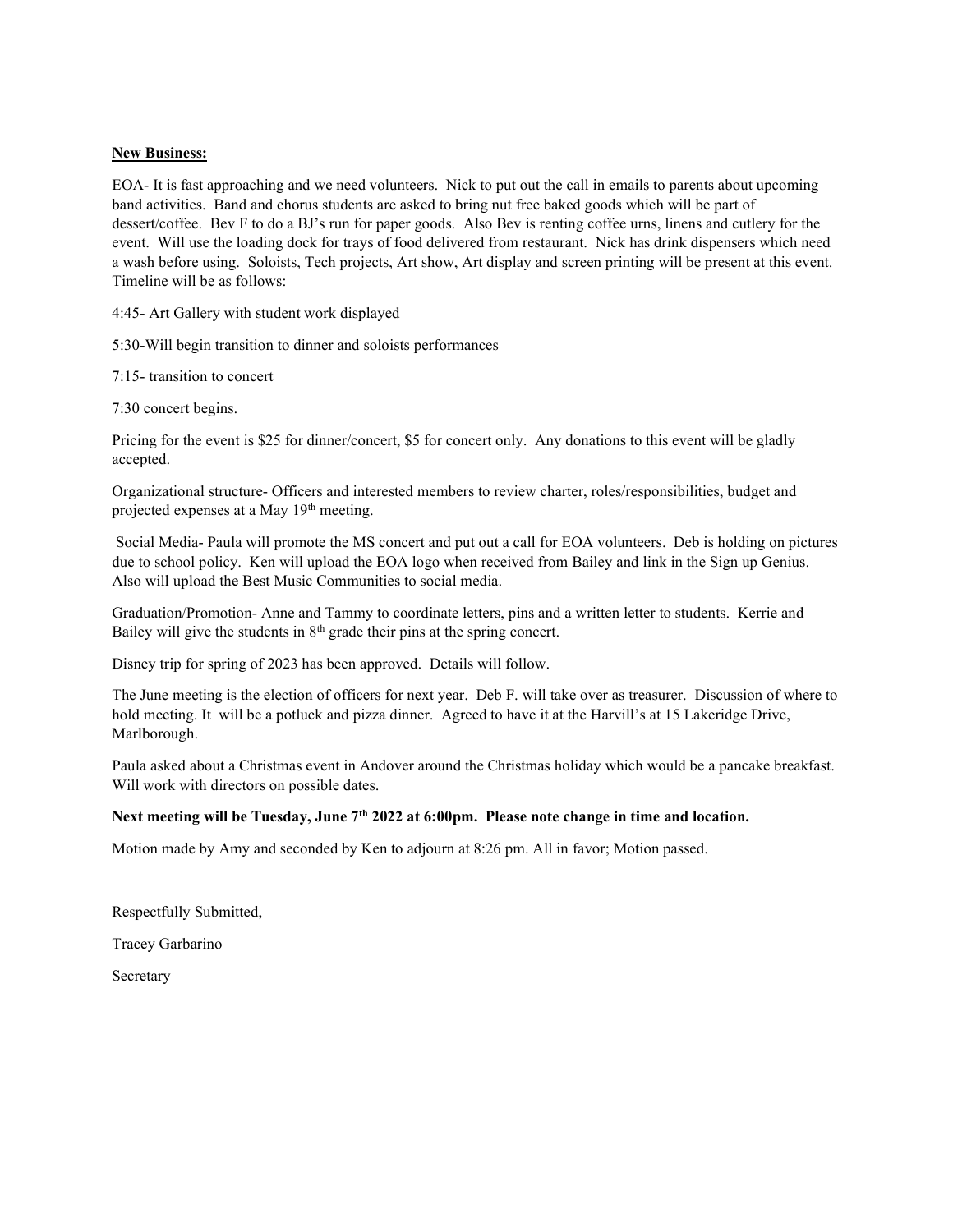**New Business:**

EOA- It is fast approaching and we need volunteers. Nick to put out the call in emails to parents about upcoming band activities. Band and chorus students are asked to bring nut free baked goods which will be part of dessert/coffee. Bev F to do a BJ's run for paper goods. Also Bev is renting coffee urns, linens and cutlery for the event. Will use the loading dock for trays of food delivered from restaurant. Nick has drink dispensers which need a wash before using. Soloists, Tech projects, Art show, Art display and screen printing will be present at this event. Timeline will be as follows:

4:45- Art Gallery with student work displayed

5:30-Will begin transition to dinner and soloists performances

7:15- transition to concert

7:30 concert begins.

Pricing for the event is $25 for dinner/concert, $5 for concert only. Any donations to this event will be gladly accepted.

Organizational structure- Officers and interested members to review charter, roles/responsibilities, budget and projected expenses at a May 19th meeting.

Social Media- Paula will promote the MS concert and put out a call for EOA volunteers. Deb is holding on pictures due to school policy. Ken will upload the EOA logo when received from Bailey and link in the Sign up Genius. Also will upload the Best Music Communities to social media.

Graduation/Promotion- Anne and Tammy to coordinate letters, pins and a written letter to students. Kerrie and Bailey will give the students in 8th grade their pins at the spring concert.

Disney trip for spring of 2023 has been approved. Details will follow.

The June meeting is the election of officers for next year. Deb F. will take over as treasurer. Discussion of where to hold meeting. It will be a potluck and pizza dinner. Agreed to have it at the Harvill's at 15 Lakeridge Drive, Marlborough.

Paula asked about a Christmas event in Andover around the Christmas holiday which would be a pancake breakfast. Will work with directors on possible dates.

**Next meeting will be Tuesday, June 7th 2022 at 6:00pm. Please note change in time and location.**

Motion made by Amy and seconded by Ken to adjourn at 8:26 pm. All in favor; Motion passed.

Respectfully Submitted,

Tracey Garbarino

Secretary